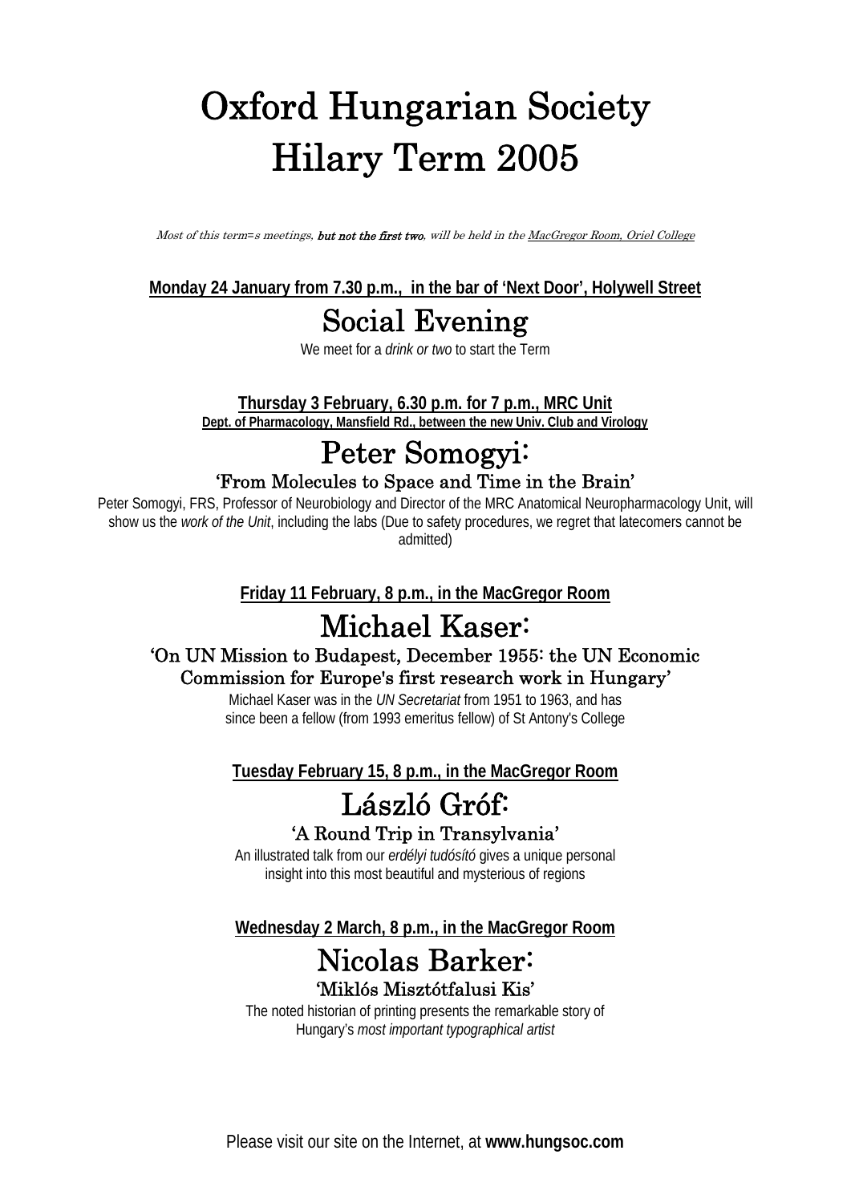# Oxford Hungarian Society
# Hilary Term 2005

*Most of this term=s meetings, **but not the first two**, will be held in the MacGregor Room, Oriel College*

**Monday 24 January from 7.30 p.m., in the bar of 'Next Door', Holywell Street**

## Social Evening

We meet for a *drink or two* to start the Term

**Thursday 3 February, 6.30 p.m. for 7 p.m., MRC Unit**
**Dept. of Pharmacology, Mansfield Rd., between the new Univ. Club and Virology**

## Peter Somogyi:

### 'From Molecules to Space and Time in the Brain'

Peter Somogyi, FRS, Professor of Neurobiology and Director of the MRC Anatomical Neuropharmacology Unit, will show us the *work of the Unit*, including the labs (Due to safety procedures, we regret that latecomers cannot be admitted)

**Friday 11 February, 8 p.m., in the MacGregor Room**

## Michael Kaser:

### 'On UN Mission to Budapest, December 1955: the UN Economic Commission for Europe's first research work in Hungary'

Michael Kaser was in the *UN Secretariat* from 1951 to 1963, and has since been a fellow (from 1993 emeritus fellow) of St Antony's College

**Tuesday February 15, 8 p.m., in the MacGregor Room**

## László Gróf:

### 'A Round Trip in Transylvania'

An illustrated talk from our *erdélyi tudósító* gives a unique personal insight into this most beautiful and mysterious of regions

**Wednesday 2 March, 8 p.m., in the MacGregor Room**

## Nicolas Barker:

### 'Miklós Misztótfalusi Kis'

The noted historian of printing presents the remarkable story of Hungary's *most important typographical artist*

Please visit our site on the Internet, at **www.hungsoc.com**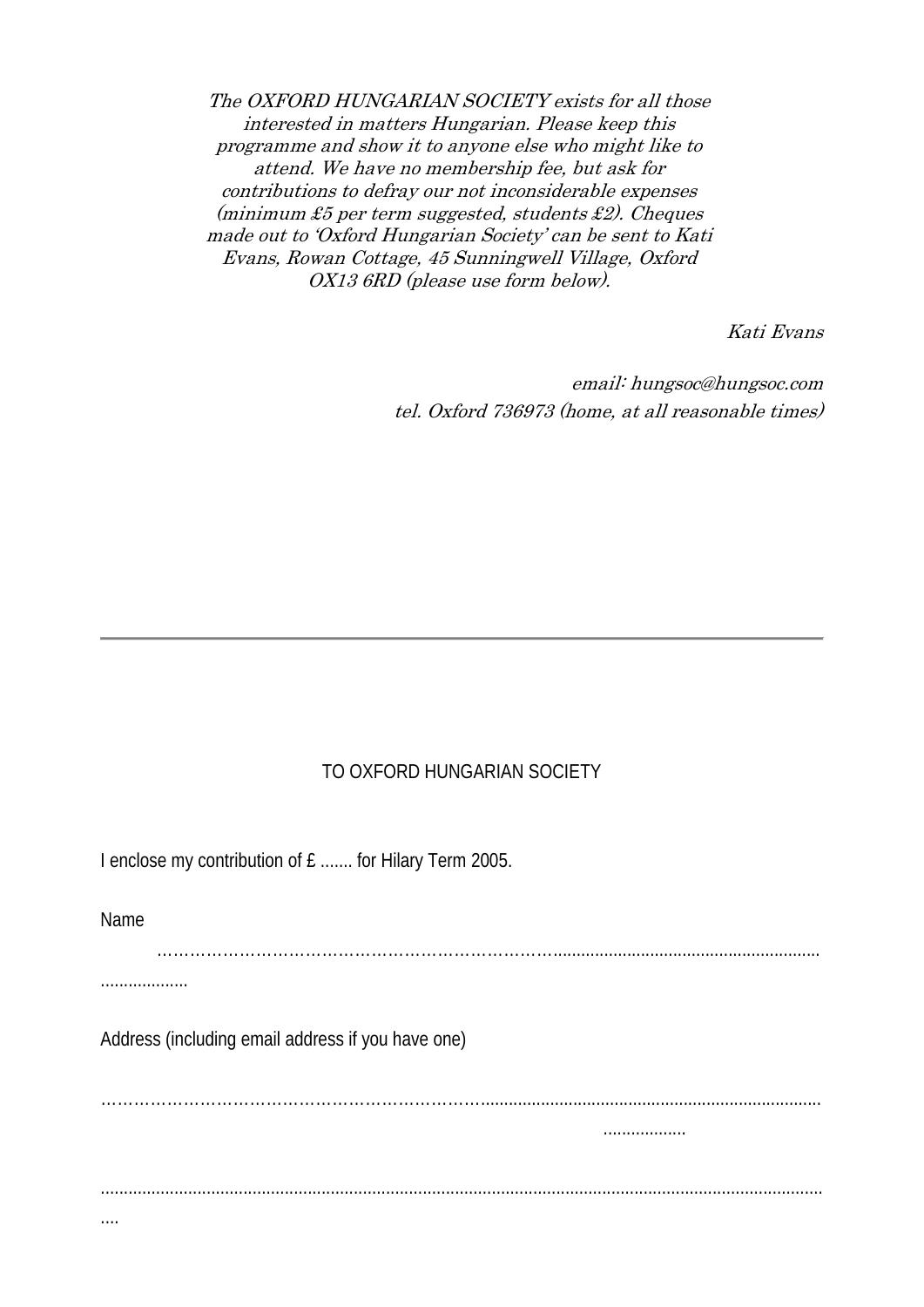*The OXFORD HUNGARIAN SOCIETY exists for all those interested in matters Hungarian. Please keep this programme and show it to anyone else who might like to attend. We have no membership fee, but ask for contributions to defray our not inconsiderable expenses (minimum £5 per term suggested, students £2). Cheques made out to 'Oxford Hungarian Society' can be sent to Kati Evans, Rowan Cottage, 45 Sunningwell Village, Oxford OX13 6RD (please use form below).*

*Kati Evans*

*email: hungsoc@hungsoc.com*
*tel. Oxford 736973 (home, at all reasonable times)*

---

TO OXFORD HUNGARIAN SOCIETY

I enclose my contribution of £ ....... for Hilary Term 2005.

Name

……………………………………………………………………..........................................................
...................

Address (including email address if you have one)

……………………………………………………………………..........................................................
..................

...........................................................................................................................................................
....